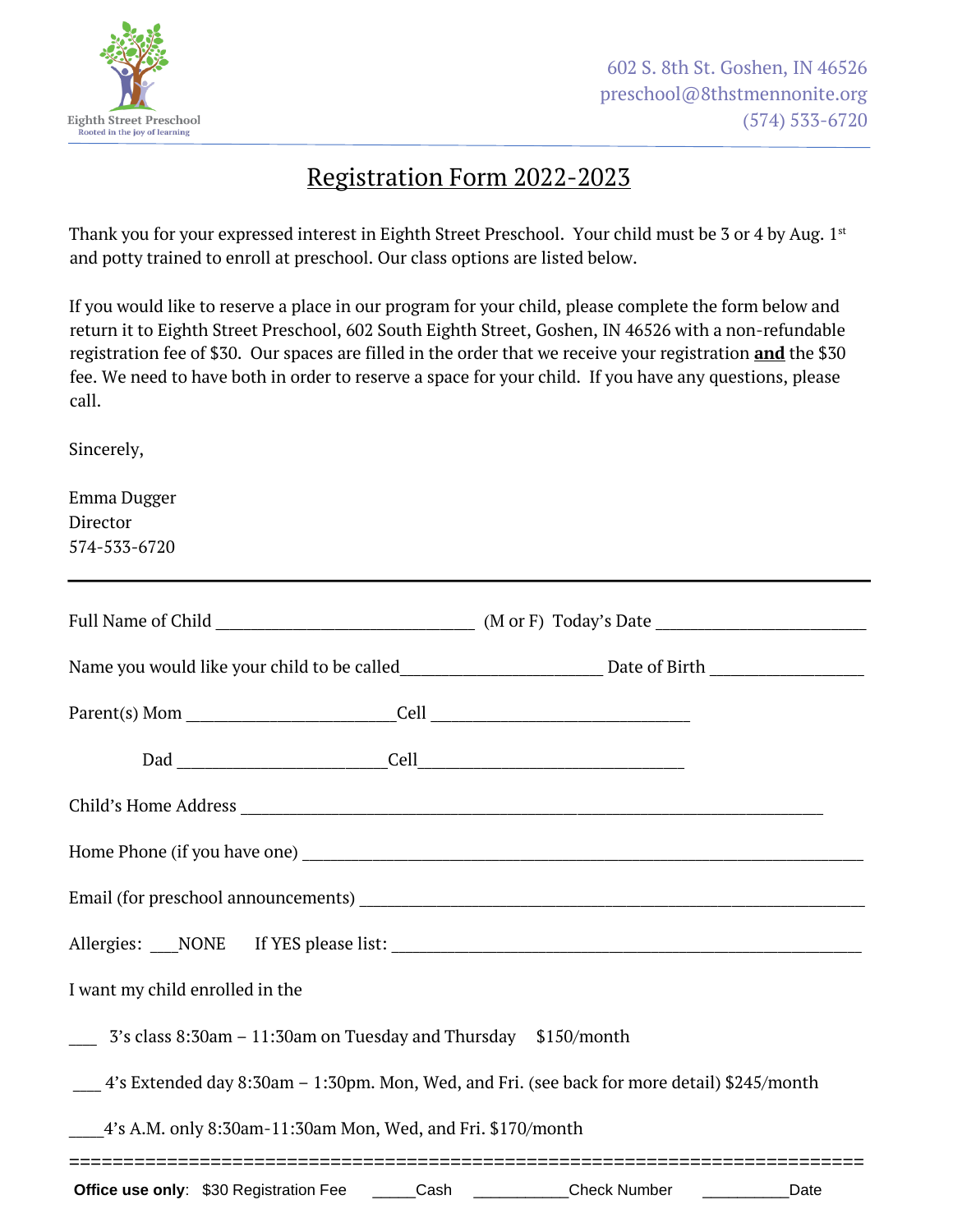Eighth Street Preschool
Rooted in the joy of learning

602 S. 8th St. Goshen, IN 46526
preschool@8thstmennonite.org
(574) 533-6720

# Registration Form 2022-2023

Thank you for your expressed interest in Eighth Street Preschool. Your child must be 3 or 4 by Aug. 1st and potty trained to enroll at preschool. Our class options are listed below.

If you would like to reserve a place in our program for your child, please complete the form below and return it to Eighth Street Preschool, 602 South Eighth Street, Goshen, IN 46526 with a non-refundable registration fee of $30. Our spaces are filled in the order that we receive your registration **and** the $30 fee. We need to have both in order to reserve a space for your child. If you have any questions, please call.

Sincerely,

Emma Dugger
Director
574-533-6720

---

Full Name of Child ______________________________ (M or F) Today's Date ________________________

Name you would like your child to be called______________________ Date of Birth _________________

Parent(s) Mom ________________________Cell ______________________________

Dad ________________________Cell______________________________

Child's Home Address ___________________________________________________________________

Home Phone (if you have one) _____________________________________________________________

Email (for preschool announcements) _______________________________________________________

Allergies: ___NONE If YES please list: ____________________________________________________

I want my child enrolled in the

___ 3's class 8:30am – 11:30am on Tuesday and Thursday $150/month

___ 4's Extended day 8:30am – 1:30pm. Mon, Wed, and Fri. (see back for more detail) $245/month

____4's A.M. only 8:30am-11:30am Mon, Wed, and Fri. $170/month

======================================================================

**Office use only**: $30 Registration Fee _____Cash __________Check Number _________Date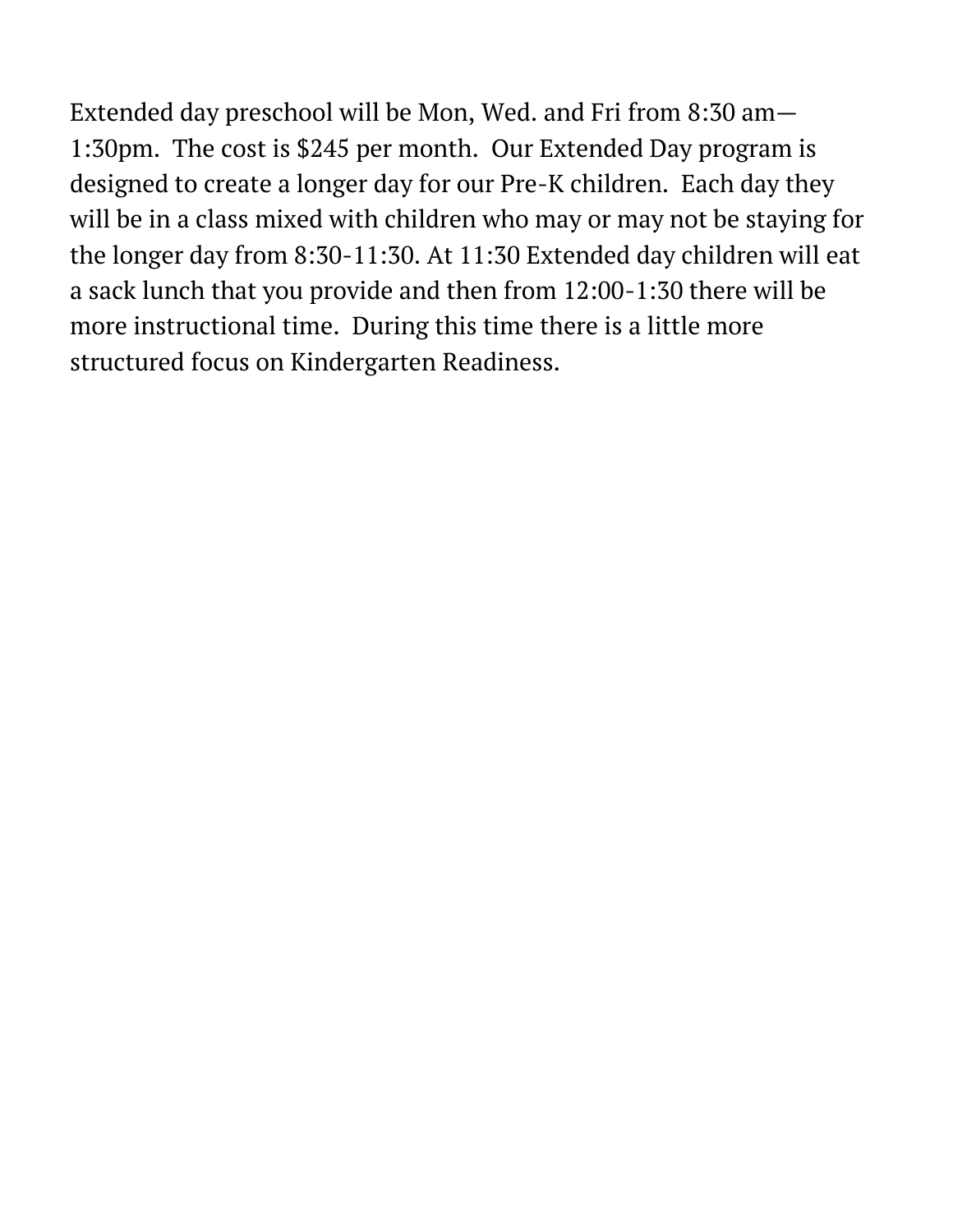Extended day preschool will be Mon, Wed. and Fri from 8:30 am—1:30pm. The cost is $245 per month. Our Extended Day program is designed to create a longer day for our Pre-K children. Each day they will be in a class mixed with children who may or may not be staying for the longer day from 8:30-11:30. At 11:30 Extended day children will eat a sack lunch that you provide and then from 12:00-1:30 there will be more instructional time. During this time there is a little more structured focus on Kindergarten Readiness.